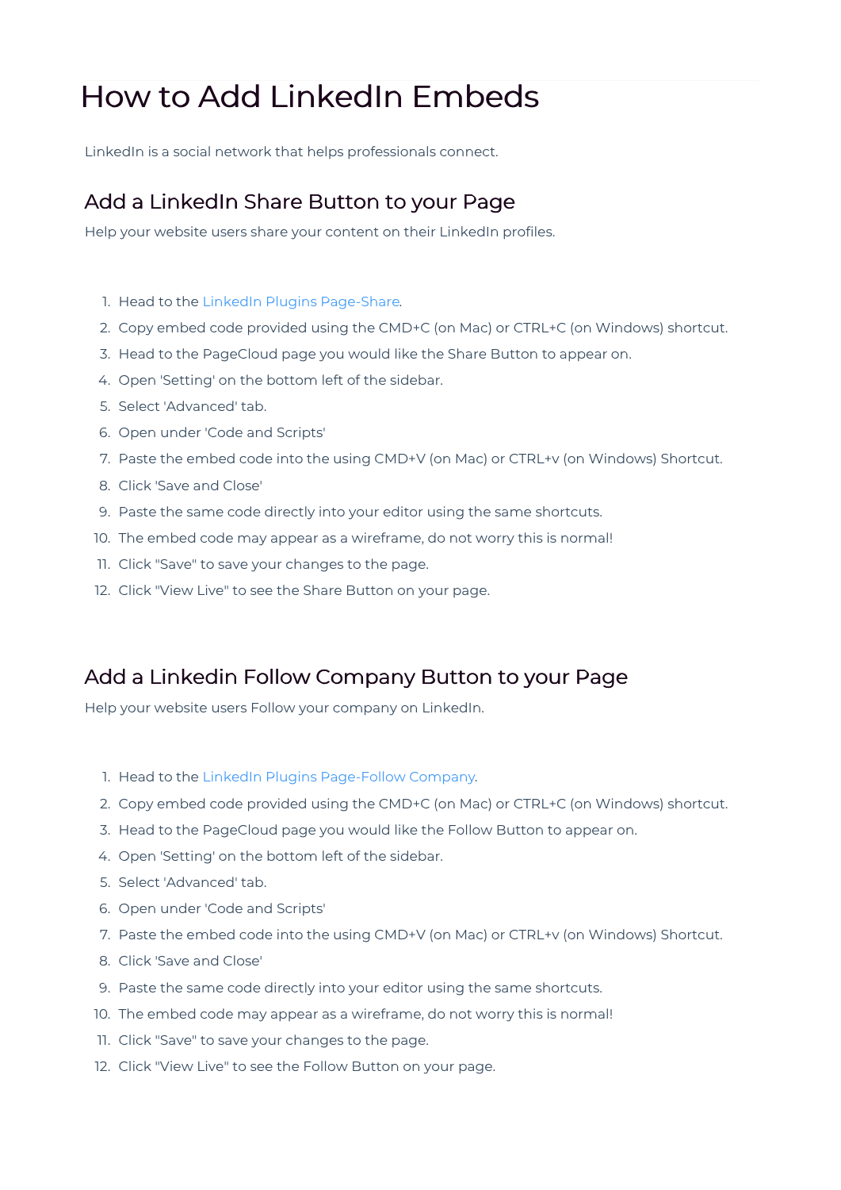# How to Add LinkedIn Embeds

LinkedIn is a social network that helps professionals connect.

## Add a LinkedIn Share Button to your Page

Help your website users share your content on their LinkedIn profiles.

1. Head to the LinkedIn Plugins Page-Share.
2. Copy embed code provided using the CMD+C (on Mac) or CTRL+C (on Windows) shortcut.
3. Head to the PageCloud page you would like the Share Button to appear on.
4. Open 'Setting' on the bottom left of the sidebar.
5. Select 'Advanced' tab.
6. Open under 'Code and Scripts'
7. Paste the embed code into the using CMD+V (on Mac) or CTRL+v (on Windows) Shortcut.
8. Click 'Save and Close'
9. Paste the same code directly into your editor using the same shortcuts.
10. The embed code may appear as a wireframe, do not worry this is normal!
11. Click "Save" to save your changes to the page.
12. Click "View Live" to see the Share Button on your page.

## Add a Linkedin Follow Company Button to your Page

Help your website users Follow your company on LinkedIn.

1. Head to the LinkedIn Plugins Page-Follow Company.
2. Copy embed code provided using the CMD+C (on Mac) or CTRL+C (on Windows) shortcut.
3. Head to the PageCloud page you would like the Follow Button to appear on.
4. Open 'Setting' on the bottom left of the sidebar.
5. Select 'Advanced' tab.
6. Open under 'Code and Scripts'
7. Paste the embed code into the using CMD+V (on Mac) or CTRL+v (on Windows) Shortcut.
8. Click 'Save and Close'
9. Paste the same code directly into your editor using the same shortcuts.
10. The embed code may appear as a wireframe, do not worry this is normal!
11. Click "Save" to save your changes to the page.
12. Click "View Live" to see the Follow Button on your page.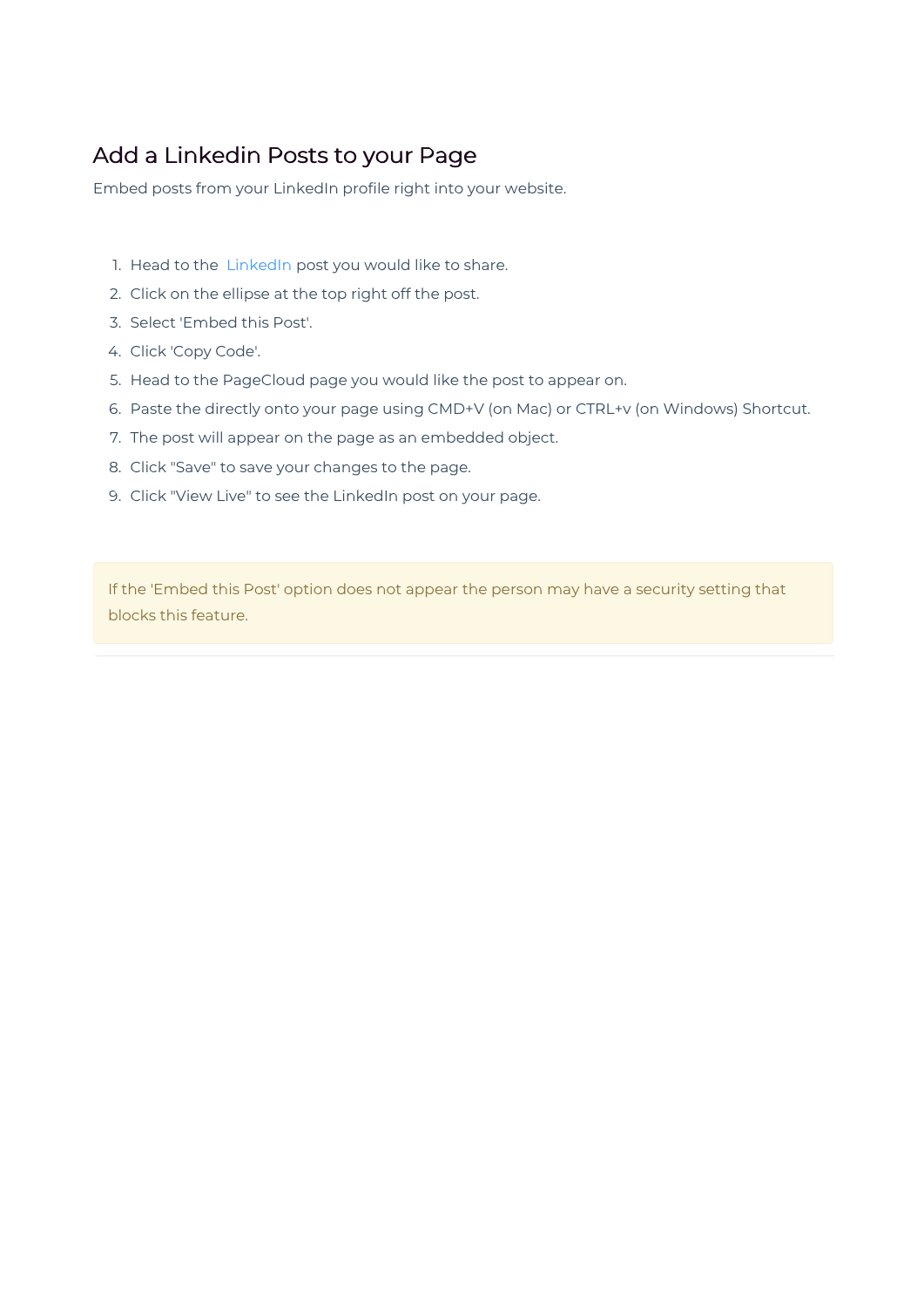## Add a Linkedin Posts to your Page

Embed posts from your LinkedIn profile right into your website.

1. Head to the LinkedIn post you would like to share.
2. Click on the ellipse at the top right off the post.
3. Select 'Embed this Post'.
4. Click 'Copy Code'.
5. Head to the PageCloud page you would like the post to appear on.
6. Paste the directly onto your page using CMD+V (on Mac) or CTRL+v (on Windows) Shortcut.
7. The post will appear on the page as an embedded object.
8. Click "Save" to save your changes to the page.
9. Click "View Live" to see the LinkedIn post on your page.

If the 'Embed this Post' option does not appear the person may have a security setting that blocks this feature.